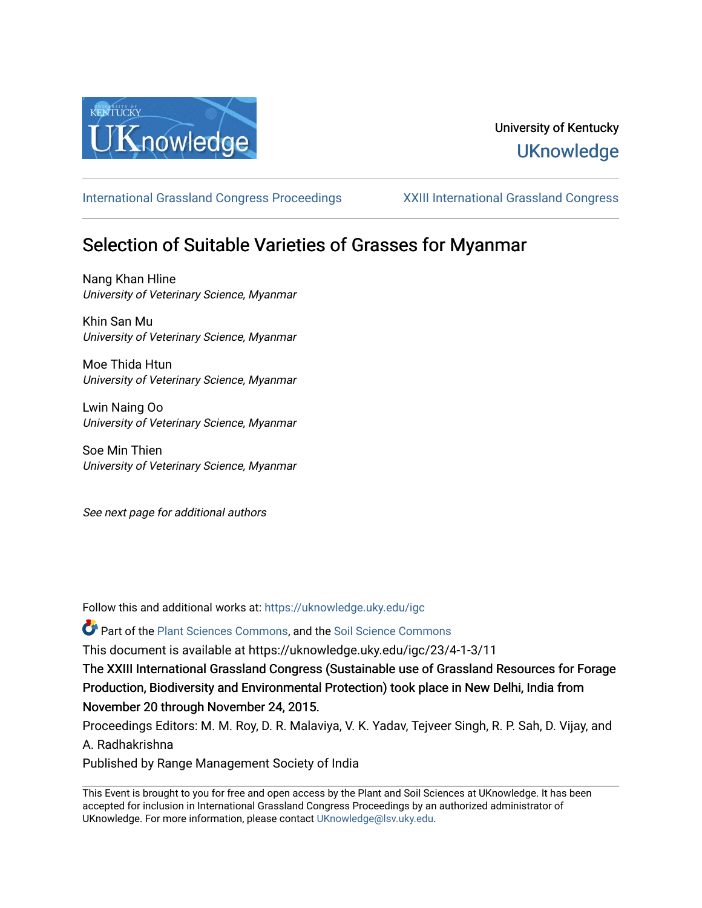University of Kentucky
UKnowledge

International Grassland Congress Proceedings | XXIII International Grassland Congress

# Selection of Suitable Varieties of Grasses for Myanmar

Nang Khan Hline
*University of Veterinary Science, Myanmar*

Khin San Mu
*University of Veterinary Science, Myanmar*

Moe Thida Htun
*University of Veterinary Science, Myanmar*

Lwin Naing Oo
*University of Veterinary Science, Myanmar*

Soe Min Thien
*University of Veterinary Science, Myanmar*

*See next page for additional authors*

Follow this and additional works at: https://uknowledge.uky.edu/igc

Part of the Plant Sciences Commons, and the Soil Science Commons

This document is available at https://uknowledge.uky.edu/igc/23/4-1-3/11

The XXIII International Grassland Congress (Sustainable use of Grassland Resources for Forage Production, Biodiversity and Environmental Protection) took place in New Delhi, India from November 20 through November 24, 2015.

Proceedings Editors: M. M. Roy, D. R. Malaviya, V. K. Yadav, Tejveer Singh, R. P. Sah, D. Vijay, and A. Radhakrishna

Published by Range Management Society of India

This Event is brought to you for free and open access by the Plant and Soil Sciences at UKnowledge. It has been accepted for inclusion in International Grassland Congress Proceedings by an authorized administrator of UKnowledge. For more information, please contact UKnowledge@lsv.uky.edu.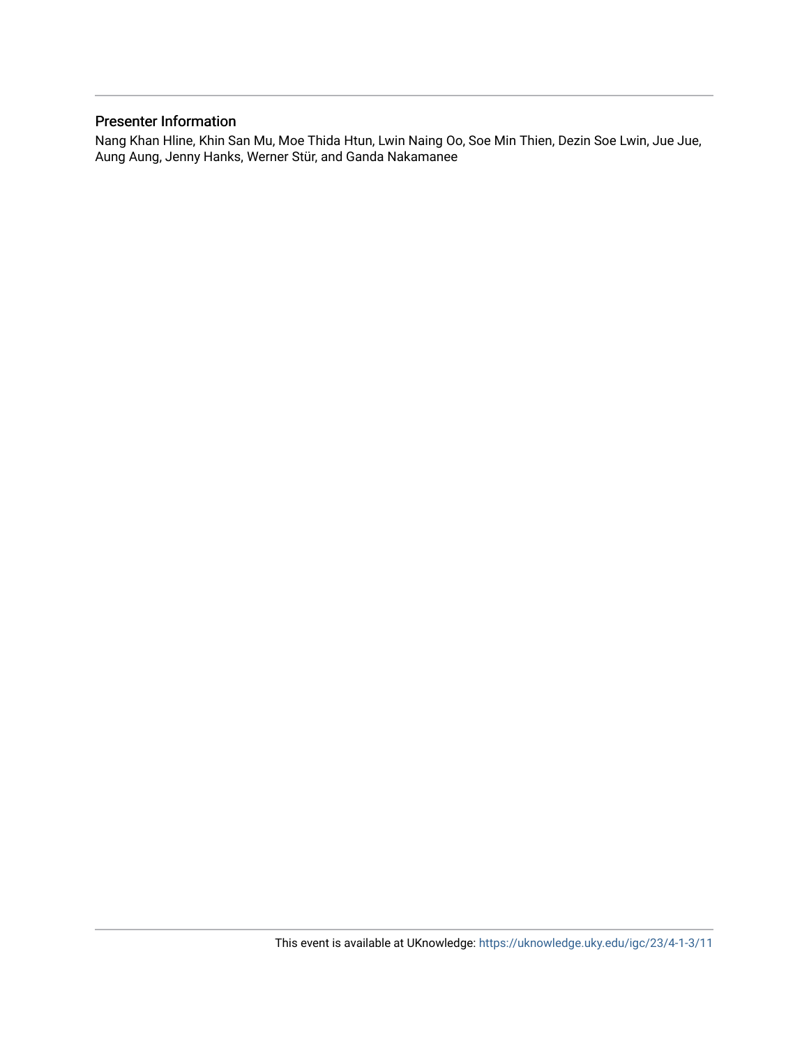## Presenter Information

Nang Khan Hline, Khin San Mu, Moe Thida Htun, Lwin Naing Oo, Soe Min Thien, Dezin Soe Lwin, Jue Jue, Aung Aung, Jenny Hanks, Werner Stür, and Ganda Nakamanee

This event is available at UKnowledge: https://uknowledge.uky.edu/igc/23/4-1-3/11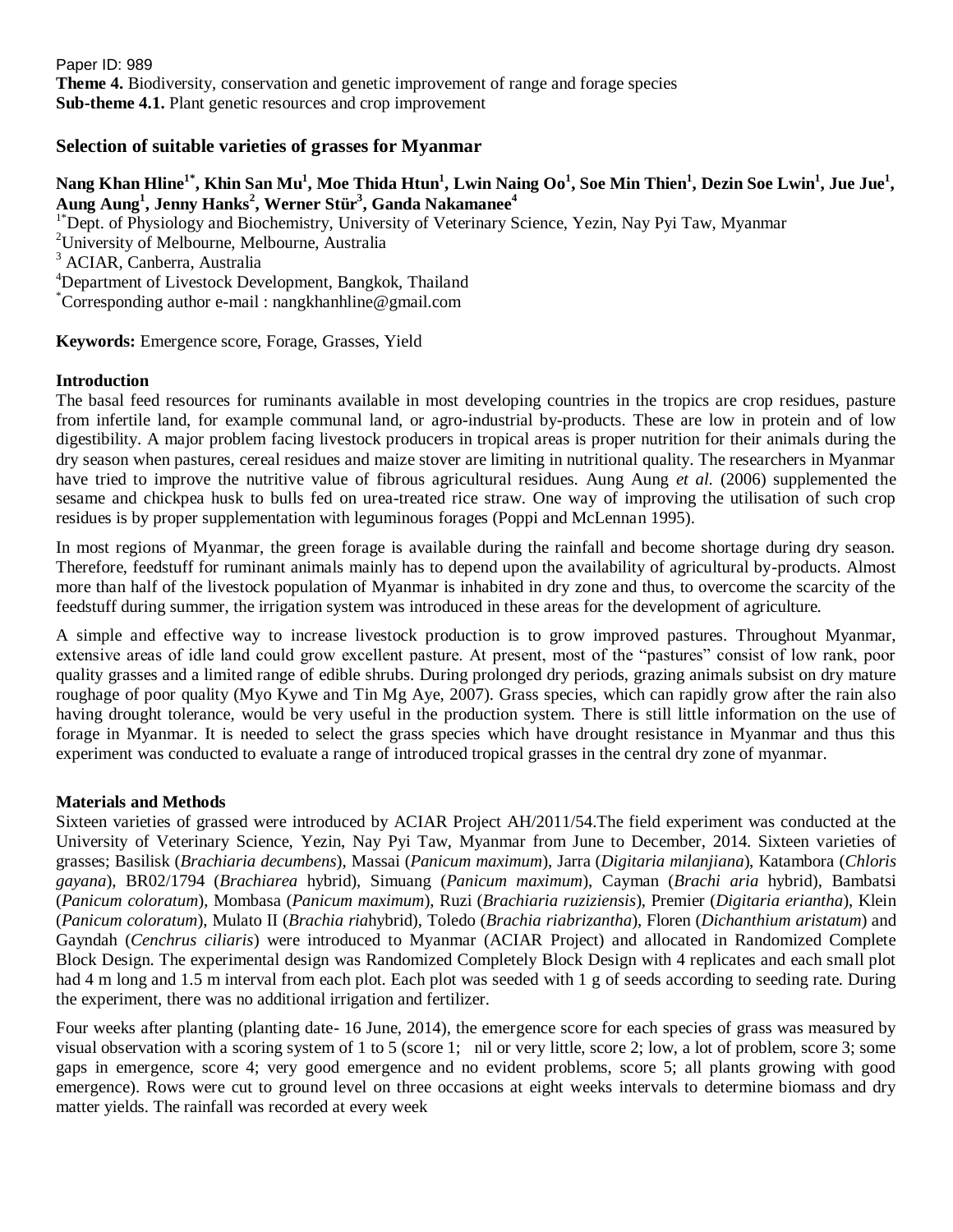Paper ID: 989

**Theme 4.** Biodiversity, conservation and genetic improvement of range and forage species

**Sub-theme 4.1.** Plant genetic resources and crop improvement

## Selection of suitable varieties of grasses for Myanmar

**Nang Khan Hline[1*], Khin San Mu[1], Moe Thida Htun[1], Lwin Naing Oo[1], Soe Min Thien[1], Dezin Soe Lwin[1], Jue Jue[1], Aung Aung[1], Jenny Hanks[2], Werner Stür[3], Ganda Nakamanee[4]**

[1*]Dept. of Physiology and Biochemistry, University of Veterinary Science, Yezin, Nay Pyi Taw, Myanmar

[2]University of Melbourne, Melbourne, Australia

[3] ACIAR, Canberra, Australia

[4]Department of Livestock Development, Bangkok, Thailand

[*]Corresponding author e-mail : nangkhanhline@gmail.com

**Keywords:** Emergence score, Forage, Grasses, Yield

### Introduction

The basal feed resources for ruminants available in most developing countries in the tropics are crop residues, pasture from infertile land, for example communal land, or agro-industrial by-products. These are low in protein and of low digestibility. A major problem facing livestock producers in tropical areas is proper nutrition for their animals during the dry season when pastures, cereal residues and maize stover are limiting in nutritional quality. The researchers in Myanmar have tried to improve the nutritive value of fibrous agricultural residues. Aung Aung *et al.* (2006) supplemented the sesame and chickpea husk to bulls fed on urea-treated rice straw. One way of improving the utilisation of such crop residues is by proper supplementation with leguminous forages (Poppi and McLennan 1995).

In most regions of Myanmar, the green forage is available during the rainfall and become shortage during dry season. Therefore, feedstuff for ruminant animals mainly has to depend upon the availability of agricultural by-products. Almost more than half of the livestock population of Myanmar is inhabited in dry zone and thus, to overcome the scarcity of the feedstuff during summer, the irrigation system was introduced in these areas for the development of agriculture.

A simple and effective way to increase livestock production is to grow improved pastures. Throughout Myanmar, extensive areas of idle land could grow excellent pasture. At present, most of the "pastures" consist of low rank, poor quality grasses and a limited range of edible shrubs. During prolonged dry periods, grazing animals subsist on dry mature roughage of poor quality (Myo Kywe and Tin Mg Aye, 2007). Grass species, which can rapidly grow after the rain also having drought tolerance, would be very useful in the production system. There is still little information on the use of forage in Myanmar. It is needed to select the grass species which have drought resistance in Myanmar and thus this experiment was conducted to evaluate a range of introduced tropical grasses in the central dry zone of myanmar.

### Materials and Methods

Sixteen varieties of grassed were introduced by ACIAR Project AH/2011/54.The field experiment was conducted at the University of Veterinary Science, Yezin, Nay Pyi Taw, Myanmar from June to December, 2014. Sixteen varieties of grasses; Basilisk (*Brachiaria decumbens*), Massai (*Panicum maximum*), Jarra (*Digitaria milanjiana*), Katambora (*Chloris gayana*), BR02/1794 (*Brachiarea* hybrid), Simuang (*Panicum maximum*), Cayman (*Brachi aria* hybrid), Bambatsi (*Panicum coloratum*), Mombasa (*Panicum maximum*), Ruzi (*Brachiaria ruziziensis*), Premier (*Digitaria eriantha*), Klein (*Panicum coloratum*), Mulato II (*Brachia ria*hybrid), Toledo (*Brachia riabrizantha*), Floren (*Dichanthium aristatum*) and Gayndah (*Cenchrus ciliaris*) were introduced to Myanmar (ACIAR Project) and allocated in Randomized Complete Block Design. The experimental design was Randomized Completely Block Design with 4 replicates and each small plot had 4 m long and 1.5 m interval from each plot. Each plot was seeded with 1 g of seeds according to seeding rate. During the experiment, there was no additional irrigation and fertilizer.

Four weeks after planting (planting date- 16 June, 2014), the emergence score for each species of grass was measured by visual observation with a scoring system of 1 to 5 (score 1; nil or very little, score 2; low, a lot of problem, score 3; some gaps in emergence, score 4; very good emergence and no evident problems, score 5; all plants growing with good emergence). Rows were cut to ground level on three occasions at eight weeks intervals to determine biomass and dry matter yields. The rainfall was recorded at every week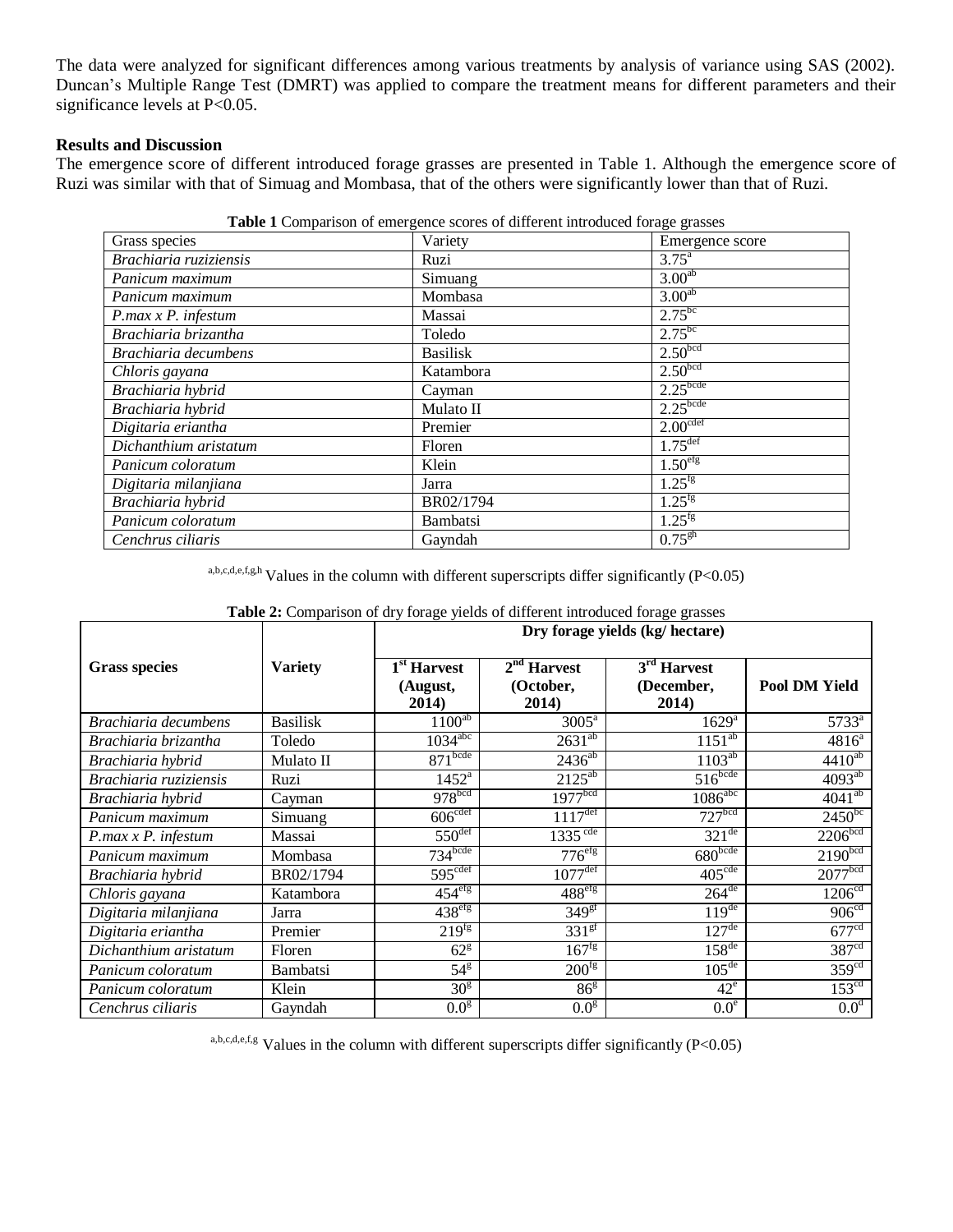The data were analyzed for significant differences among various treatments by analysis of variance using SAS (2002). Duncan's Multiple Range Test (DMRT) was applied to compare the treatment means for different parameters and their significance levels at P<0.05.

**Results and Discussion**

The emergence score of different introduced forage grasses are presented in Table 1. Although the emergence score of Ruzi was similar with that of Simuag and Mombasa, that of the others were significantly lower than that of Ruzi.

**Table 1** Comparison of emergence scores of different introduced forage grasses

| Grass species | Variety | Emergence score |
|---|---|---|
| *Brachiaria ruziziensis* | Ruzi | $3.75^{a}$ |
| *Panicum maximum* | Simuang | $3.00^{ab}$ |
| *Panicum maximum* | Mombasa | $3.00^{ab}$ |
| *P.max x P. infestum* | Massai | $2.75^{bc}$ |
| *Brachiaria brizantha* | Toledo | $2.75^{bc}$ |
| *Brachiaria decumbens* | Basilisk | $2.50^{bcd}$ |
| *Chloris gayana* | Katambora | $2.50^{bcd}$ |
| *Brachiaria hybrid* | Cayman | $2.25^{bcde}$ |
| *Brachiaria hybrid* | Mulato II | $2.25^{bcde}$ |
| *Digitaria eriantha* | Premier | $2.00^{cdef}$ |
| *Dichanthium aristatum* | Floren | $1.75^{def}$ |
| *Panicum coloratum* | Klein | $1.50^{efg}$ |
| *Digitaria milanjiana* | Jarra | $1.25^{fg}$ |
| *Brachiaria hybrid* | BR02/1794 | $1.25^{fg}$ |
| *Panicum coloratum* | Bambatsi | $1.25^{fg}$ |
| *Cenchrus ciliaris* | Gayndah | $0.75^{gh}$ |

$^{a,b,c,d,e,f,g,h}$ Values in the column with different superscripts differ significantly (P<0.05)

**Table 2:** Comparison of dry forage yields of different introduced forage grasses

| Grass species | Variety | Dry forage yields (kg/ hectare) | | | |
|---|---|---|---|---|---|
| | | 1st Harvest (August, 2014) | 2nd Harvest (October, 2014) | 3rd Harvest (December, 2014) | Pool DM Yield |
| *Brachiaria decumbens* | Basilisk | $1100^{ab}$ | $3005^{a}$ | $1629^{a}$ | $5733^{a}$ |
| *Brachiaria brizantha* | Toledo | $1034^{abc}$ | $2631^{ab}$ | $1151^{ab}$ | $4816^{a}$ |
| *Brachiaria hybrid* | Mulato II | $871^{bcde}$ | $2436^{ab}$ | $1103^{ab}$ | $4410^{ab}$ |
| *Brachiaria ruziziensis* | Ruzi | $1452^{a}$ | $2125^{ab}$ | $516^{bcde}$ | $4093^{ab}$ |
| *Brachiaria hybrid* | Cayman | $978^{bcd}$ | $1977^{bcd}$ | $1086^{abc}$ | $4041^{ab}$ |
| *Panicum maximum* | Simuang | $606^{cdef}$ | $1117^{def}$ | $727^{bcd}$ | $2450^{bc}$ |
| *P.max x P. infestum* | Massai | $550^{def}$ | $1335^{cde}$ | $321^{de}$ | $2206^{bcd}$ |
| *Panicum maximum* | Mombasa | $734^{bcde}$ | $776^{efg}$ | $680^{bcde}$ | $2190^{bcd}$ |
| *Brachiaria hybrid* | BR02/1794 | $595^{cdef}$ | $1077^{def}$ | $405^{cde}$ | $2077^{bcd}$ |
| *Chloris gayana* | Katambora | $454^{efg}$ | $488^{efg}$ | $264^{de}$ | $1206^{cd}$ |
| *Digitaria milanjiana* | Jarra | $438^{efg}$ | $349^{gf}$ | $119^{de}$ | $906^{cd}$ |
| *Digitaria eriantha* | Premier | $219^{fg}$ | $331^{gf}$ | $127^{de}$ | $677^{cd}$ |
| *Dichanthium aristatum* | Floren | $62^{g}$ | $167^{fg}$ | $158^{de}$ | $387^{cd}$ |
| *Panicum coloratum* | Bambatsi | $54^{g}$ | $200^{fg}$ | $105^{de}$ | $359^{cd}$ |
| *Panicum coloratum* | Klein | $30^{g}$ | $86^{g}$ | $42^{e}$ | $153^{cd}$ |
| *Cenchrus ciliaris* | Gayndah | $0.0^{g}$ | $0.0^{g}$ | $0.0^{e}$ | $0.0^{d}$ |

$^{a,b,c,d,e,f,g}$ Values in the column with different superscripts differ significantly (P<0.05)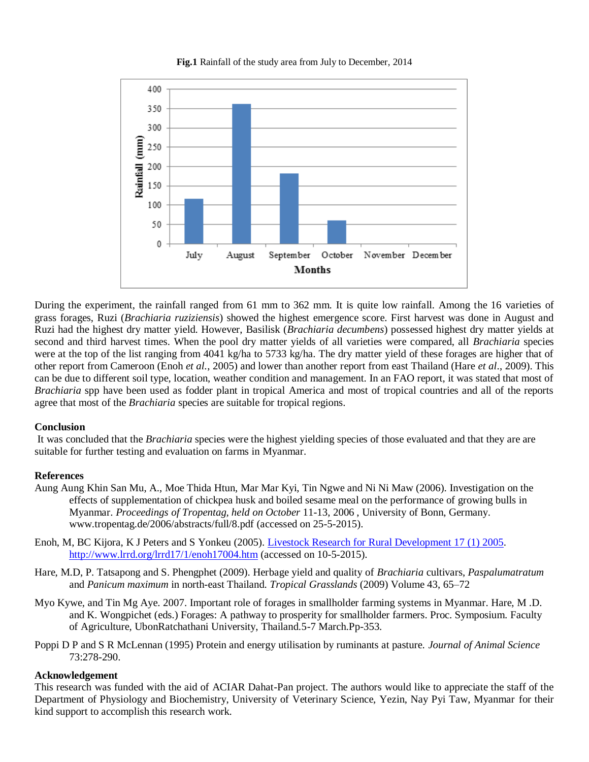**Fig.1** Rainfall of the study area from July to December, 2014

Rainfall (mm)

400
350
300
250
200
150
100
50
0

July August September October November December

Months

During the experiment, the rainfall ranged from 61 mm to 362 mm. It is quite low rainfall. Among the 16 varieties of grass forages, Ruzi (*Brachiaria ruziziensis*) showed the highest emergence score. First harvest was done in August and Ruzi had the highest dry matter yield. However, Basilisk (*Brachiaria decumbens*) possessed highest dry matter yields at second and third harvest times. When the pool dry matter yields of all varieties were compared, all *Brachiaria* species were at the top of the list ranging from 4041 kg/ha to 5733 kg/ha. The dry matter yield of these forages are higher that of other report from Cameroon (Enoh *et al.*, 2005) and lower than another report from east Thailand (Hare *et al*., 2009). This can be due to different soil type, location, weather condition and management. In an FAO report, it was stated that most of *Brachiaria* spp have been used as fodder plant in tropical America and most of tropical countries and all of the reports agree that most of the *Brachiaria* species are suitable for tropical regions.

## Conclusion

It was concluded that the *Brachiaria* species were the highest yielding species of those evaluated and that they are are suitable for further testing and evaluation on farms in Myanmar.

## References

Aung Aung Khin San Mu, A., Moe Thida Htun, Mar Mar Kyi, Tin Ngwe and Ni Ni Maw (2006). Investigation on the effects of supplementation of chickpea husk and boiled sesame meal on the performance of growing bulls in Myanmar. *Proceedings of Tropentag, held on October* 11-13, 2006 , University of Bonn, Germany. www.tropentag.de/2006/abstracts/full/8.pdf (accessed on 25-5-2015).

Enoh, M, BC Kijora, K J Peters and S Yonkeu (2005). Livestock Research for Rural Development 17 (1) 2005. http://www.lrrd.org/lrrd17/1/enoh17004.htm (accessed on 10-5-2015).

Hare, M.D, P. Tatsapong and S. Phengphet (2009). Herbage yield and quality of *Brachiaria* cultivars, *Paspalumatratum* and *Panicum maximum* in north-east Thailand. *Tropical Grasslands* (2009) Volume 43, 65–72

Myo Kywe, and Tin Mg Aye. 2007. Important role of forages in smallholder farming systems in Myanmar. Hare, M .D. and K. Wongpichet (eds.) Forages: A pathway to prosperity for smallholder farmers. Proc. Symposium. Faculty of Agriculture, UbonRatchathani University, Thailand.5-7 March.Pp-353.

Poppi D P and S R McLennan (1995) Protein and energy utilisation by ruminants at pasture. *Journal of Animal Science* 73:278-290.

## Acknowledgement

This research was funded with the aid of ACIAR Dahat-Pan project. The authors would like to appreciate the staff of the Department of Physiology and Biochemistry, University of Veterinary Science, Yezin, Nay Pyi Taw, Myanmar for their kind support to accomplish this research work.